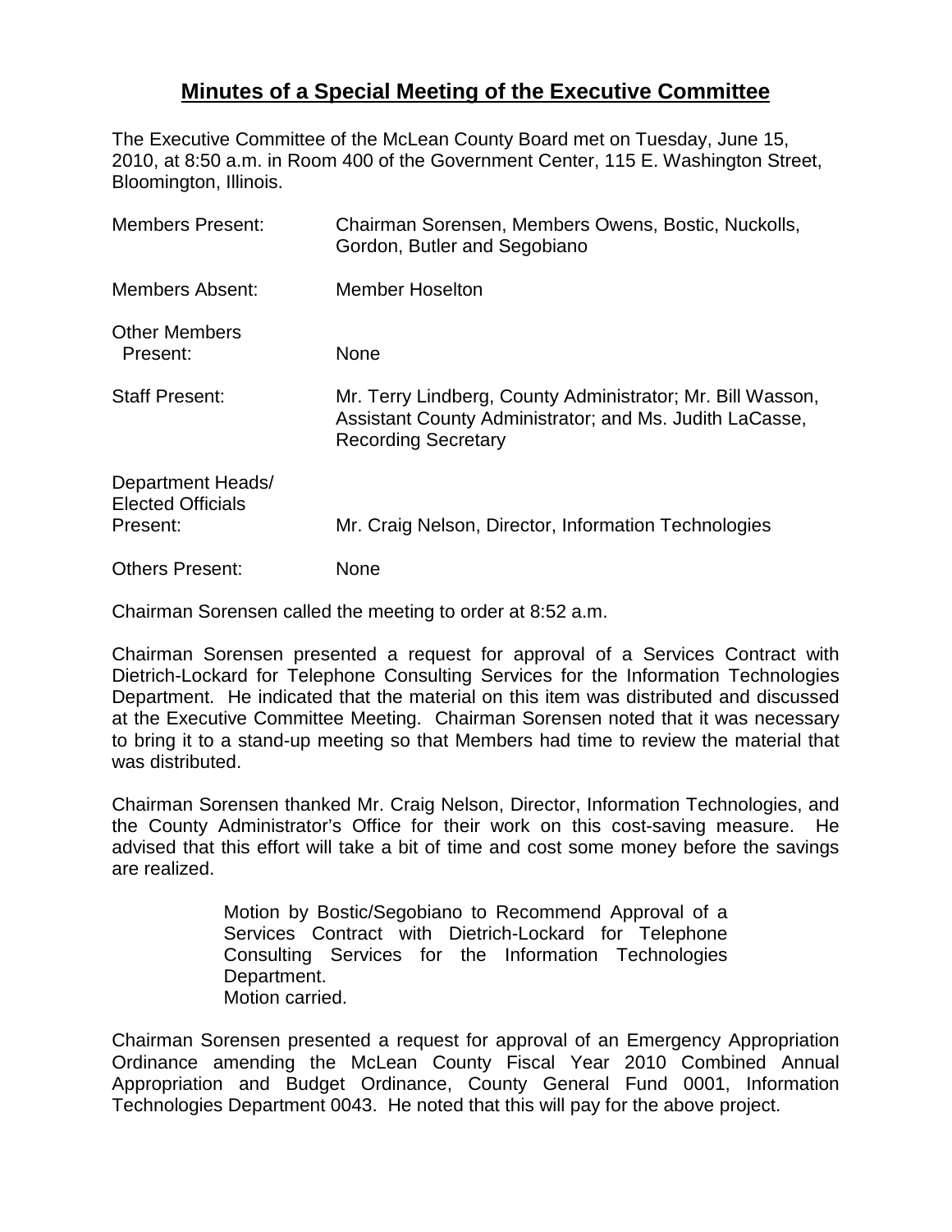# Minutes of a Special Meeting of the Executive Committee

The Executive Committee of the McLean County Board met on Tuesday, June 15, 2010, at 8:50 a.m. in Room 400 of the Government Center, 115 E. Washington Street, Bloomington, Illinois.

| | |
|---|---|
| Members Present: | Chairman Sorensen, Members Owens, Bostic, Nuckolls, Gordon, Butler and Segobiano |
| Members Absent: | Member Hoselton |
| Other Members Present: | None |
| Staff Present: | Mr. Terry Lindberg, County Administrator; Mr. Bill Wasson, Assistant County Administrator; and Ms. Judith LaCasse, Recording Secretary |
| Department Heads/ Elected Officials Present: | Mr. Craig Nelson, Director, Information Technologies |
| Others Present: | None |

Chairman Sorensen called the meeting to order at 8:52 a.m.

Chairman Sorensen presented a request for approval of a Services Contract with Dietrich-Lockard for Telephone Consulting Services for the Information Technologies Department. He indicated that the material on this item was distributed and discussed at the Executive Committee Meeting. Chairman Sorensen noted that it was necessary to bring it to a stand-up meeting so that Members had time to review the material that was distributed.

Chairman Sorensen thanked Mr. Craig Nelson, Director, Information Technologies, and the County Administrator's Office for their work on this cost-saving measure. He advised that this effort will take a bit of time and cost some money before the savings are realized.

> Motion by Bostic/Segobiano to Recommend Approval of a Services Contract with Dietrich-Lockard for Telephone Consulting Services for the Information Technologies Department.
> Motion carried.

Chairman Sorensen presented a request for approval of an Emergency Appropriation Ordinance amending the McLean County Fiscal Year 2010 Combined Annual Appropriation and Budget Ordinance, County General Fund 0001, Information Technologies Department 0043. He noted that this will pay for the above project.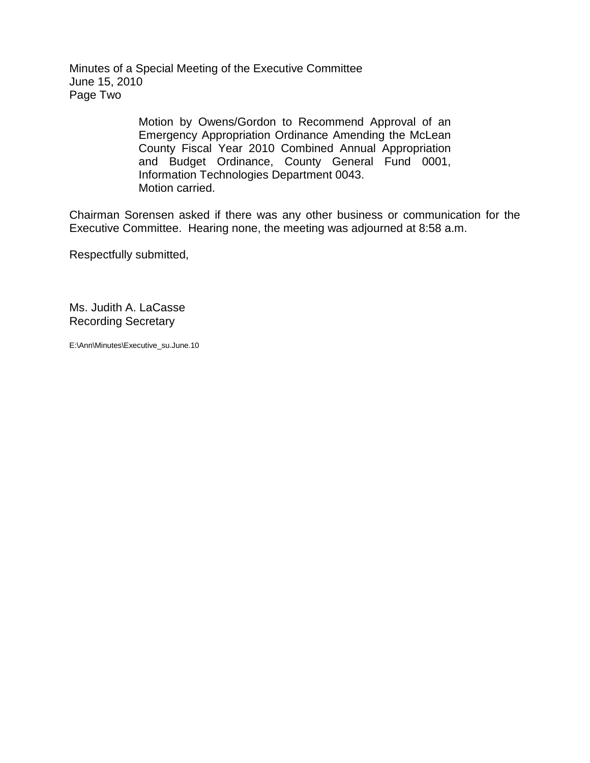Motion by Owens/Gordon to Recommend Approval of an Emergency Appropriation Ordinance Amending the McLean County Fiscal Year 2010 Combined Annual Appropriation and Budget Ordinance, County General Fund 0001, Information Technologies Department 0043.
Motion carried.

Chairman Sorensen asked if there was any other business or communication for the Executive Committee. Hearing none, the meeting was adjourned at 8:58 a.m.

Respectfully submitted,

Ms. Judith A. LaCasse
Recording Secretary

E:\Ann\Minutes\Executive_su.June.10